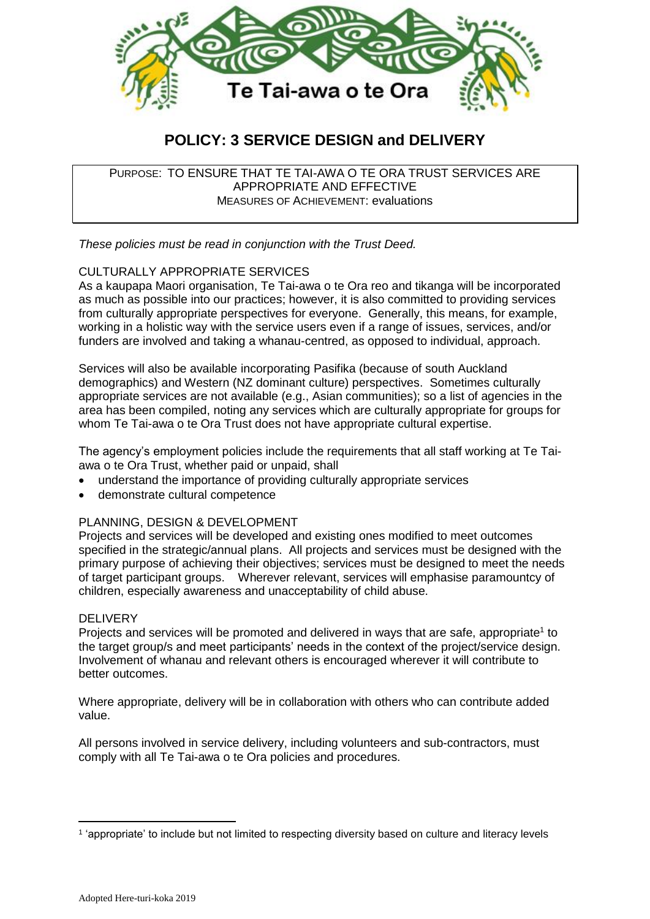Te Tai-awa o te Ora

# POLICY: 3 SERVICE DESIGN and DELIVERY

PURPOSE: TO ENSURE THAT TE TAI-AWA O TE ORA TRUST SERVICES ARE APPROPRIATE AND EFFECTIVE
MEASURES OF ACHIEVEMENT: evaluations

*These policies must be read in conjunction with the Trust Deed.*

## CULTURALLY APPROPRIATE SERVICES

As a kaupapa Maori organisation, Te Tai-awa o te Ora reo and tikanga will be incorporated as much as possible into our practices; however, it is also committed to providing services from culturally appropriate perspectives for everyone. Generally, this means, for example, working in a holistic way with the service users even if a range of issues, services, and/or funders are involved and taking a whanau-centred, as opposed to individual, approach.

Services will also be available incorporating Pasifika (because of south Auckland demographics) and Western (NZ dominant culture) perspectives. Sometimes culturally appropriate services are not available (e.g., Asian communities); so a list of agencies in the area has been compiled, noting any services which are culturally appropriate for groups for whom Te Tai-awa o te Ora Trust does not have appropriate cultural expertise.

The agency's employment policies include the requirements that all staff working at Te Tai-awa o te Ora Trust, whether paid or unpaid, shall

- understand the importance of providing culturally appropriate services
- demonstrate cultural competence

## PLANNING, DESIGN & DEVELOPMENT

Projects and services will be developed and existing ones modified to meet outcomes specified in the strategic/annual plans. All projects and services must be designed with the primary purpose of achieving their objectives; services must be designed to meet the needs of target participant groups. Wherever relevant, services will emphasise paramountcy of children, especially awareness and unacceptability of child abuse.

## DELIVERY

Projects and services will be promoted and delivered in ways that are safe, appropriate[1] to the target group/s and meet participants' needs in the context of the project/service design. Involvement of whanau and relevant others is encouraged wherever it will contribute to better outcomes.

Where appropriate, delivery will be in collaboration with others who can contribute added value.

All persons involved in service delivery, including volunteers and sub-contractors, must comply with all Te Tai-awa o te Ora policies and procedures.

[1] 'appropriate' to include but not limited to respecting diversity based on culture and literacy levels

Adopted Here-turi-koka 2019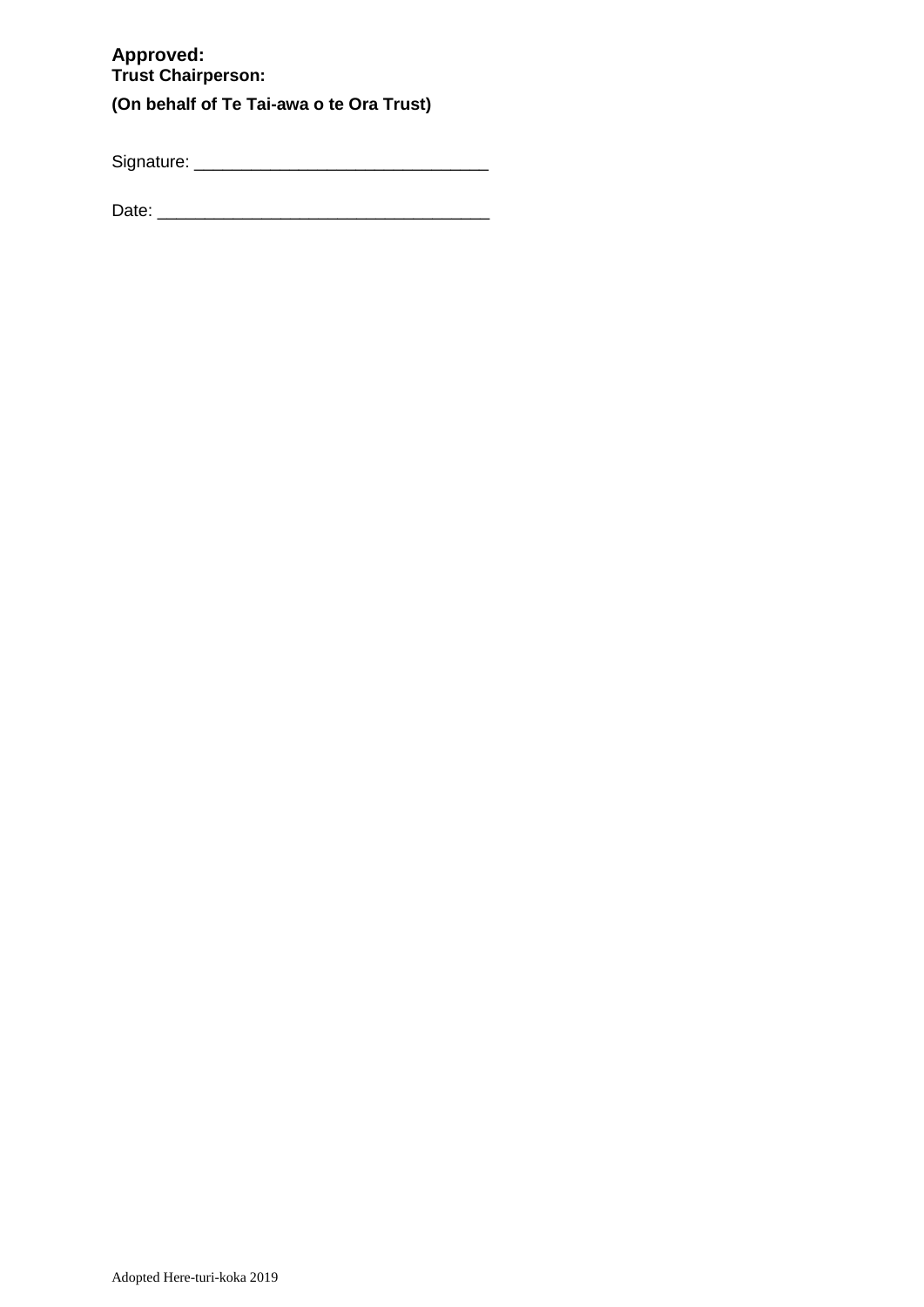**Approved:**
**Trust Chairperson:**

**(On behalf of Te Tai-awa o te Ora Trust)**

Signature: ______________________________

Date: __________________________________

Adopted Here-turi-koka 2019